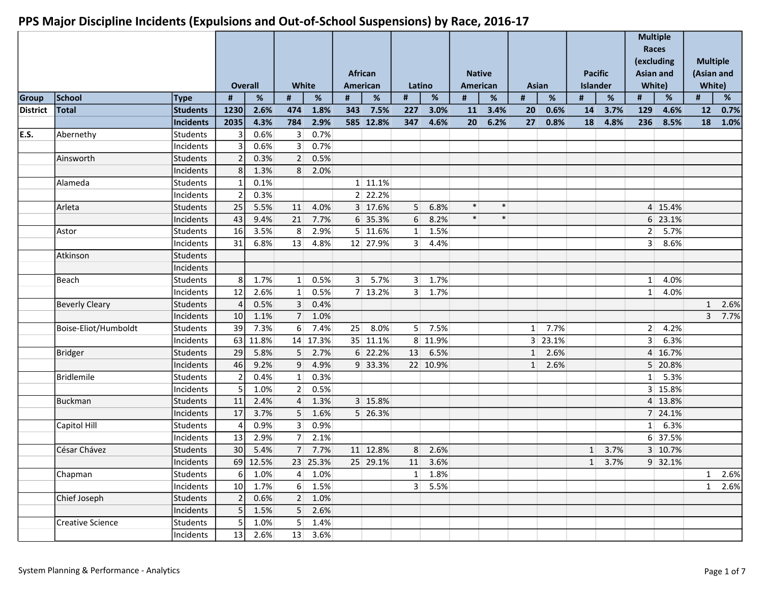# PPS Major Discipline Incidents (Expulsions and Out-of-School Suspensions) by Race, 2016-17

| | | | Overall | | White | | African American | | Latino | | Native American | | Asian | | Pacific Islander | | Multiple Races (excluding Asian and White) | | Multiple (Asian and White) | |
|---|---|---|---|---|---|---|---|---|---|---|---|---|---|---|---|---|---|---|---|---|
| **Group** | **School** | **Type** | **#** | **%** | **#** | **%** | **#** | **%** | **#** | **%** | **#** | **%** | **#** | **%** | **#** | **%** | **#** | **%** | **#** | **%** |
| **District** | **Total** | **Students** | **1230** | **2.6%** | **474** | **1.8%** | **343** | **7.5%** | **227** | **3.0%** | **11** | **3.4%** | **20** | **0.6%** | **14** | **3.7%** | **129** | **4.6%** | **12** | **0.7%** |
| | | **Incidents** | **2035** | **4.3%** | **784** | **2.9%** | **585** | **12.8%** | **347** | **4.6%** | **20** | **6.2%** | **27** | **0.8%** | **18** | **4.8%** | **236** | **8.5%** | **18** | **1.0%** |
| E.S. | Abernethy | Students | 3 | 0.6% | 3 | 0.7% | | | | | | | | | | | | | | |
| | | Incidents | 3 | 0.6% | 3 | 0.7% | | | | | | | | | | | | | | |
| | Ainsworth | Students | 2 | 0.3% | 2 | 0.5% | | | | | | | | | | | | | | |
| | | Incidents | 8 | 1.3% | 8 | 2.0% | | | | | | | | | | | | | | |
| | Alameda | Students | 1 | 0.1% | | | 1 | 11.1% | | | | | | | | | | | | |
| | | Incidents | 2 | 0.3% | | | 2 | 22.2% | | | | | | | | | | | | |
| | Arleta | Students | 25 | 5.5% | 11 | 4.0% | 3 | 17.6% | 5 | 6.8% | * | * | | | | | 4 | 15.4% | | |
| | | Incidents | 43 | 9.4% | 21 | 7.7% | 6 | 35.3% | 6 | 8.2% | * | * | | | | | 6 | 23.1% | | |
| | Astor | Students | 16 | 3.5% | 8 | 2.9% | 5 | 11.6% | 1 | 1.5% | | | | | | | 2 | 5.7% | | |
| | | Incidents | 31 | 6.8% | 13 | 4.8% | 12 | 27.9% | 3 | 4.4% | | | | | | | 3 | 8.6% | | |
| | Atkinson | Students | | | | | | | | | | | | | | | | | | |
| | | Incidents | | | | | | | | | | | | | | | | | | |
| | Beach | Students | 8 | 1.7% | 1 | 0.5% | 3 | 5.7% | 3 | 1.7% | | | | | | | 1 | 4.0% | | |
| | | Incidents | 12 | 2.6% | 1 | 0.5% | 7 | 13.2% | 3 | 1.7% | | | | | | | 1 | 4.0% | | |
| | Beverly Cleary | Students | 4 | 0.5% | 3 | 0.4% | | | | | | | | | | | | | 1 | 2.6% |
| | | Incidents | 10 | 1.1% | 7 | 1.0% | | | | | | | | | | | | | 3 | 7.7% |
| | Boise-Eliot/Humboldt | Students | 39 | 7.3% | 6 | 7.4% | 25 | 8.0% | 5 | 7.5% | | | 1 | 7.7% | | | 2 | 4.2% | | |
| | | Incidents | 63 | 11.8% | 14 | 17.3% | 35 | 11.1% | 8 | 11.9% | | | 3 | 23.1% | | | 3 | 6.3% | | |
| | Bridger | Students | 29 | 5.8% | 5 | 2.7% | 6 | 22.2% | 13 | 6.5% | | | 1 | 2.6% | | | 4 | 16.7% | | |
| | | Incidents | 46 | 9.2% | 9 | 4.9% | 9 | 33.3% | 22 | 10.9% | | | 1 | 2.6% | | | 5 | 20.8% | | |
| | Bridlemile | Students | 2 | 0.4% | 1 | 0.3% | | | | | | | | | | | 1 | 5.3% | | |
| | | Incidents | 5 | 1.0% | 2 | 0.5% | | | | | | | | | | | 3 | 15.8% | | |
| | Buckman | Students | 11 | 2.4% | 4 | 1.3% | 3 | 15.8% | | | | | | | | | 4 | 13.8% | | |
| | | Incidents | 17 | 3.7% | 5 | 1.6% | 5 | 26.3% | | | | | | | | | 7 | 24.1% | | |
| | Capitol Hill | Students | 4 | 0.9% | 3 | 0.9% | | | | | | | | | | | 1 | 6.3% | | |
| | | Incidents | 13 | 2.9% | 7 | 2.1% | | | | | | | | | | | 6 | 37.5% | | |
| | César Chávez | Students | 30 | 5.4% | 7 | 7.7% | 11 | 12.8% | 8 | 2.6% | | | | | 1 | 3.7% | 3 | 10.7% | | |
| | | Incidents | 69 | 12.5% | 23 | 25.3% | 25 | 29.1% | 11 | 3.6% | | | | | 1 | 3.7% | 9 | 32.1% | | |
| | Chapman | Students | 6 | 1.0% | 4 | 1.0% | | | 1 | 1.8% | | | | | | | | | 1 | 2.6% |
| | | Incidents | 10 | 1.7% | 6 | 1.5% | | | 3 | 5.5% | | | | | | | | | 1 | 2.6% |
| | Chief Joseph | Students | 2 | 0.6% | 2 | 1.0% | | | | | | | | | | | | | | |
| | | Incidents | 5 | 1.5% | 5 | 2.6% | | | | | | | | | | | | | | |
| | Creative Science | Students | 5 | 1.0% | 5 | 1.4% | | | | | | | | | | | | | | |
| | | Incidents | 13 | 2.6% | 13 | 3.6% | | | | | | | | | | | | | | |

System Planning & Performance - Analytics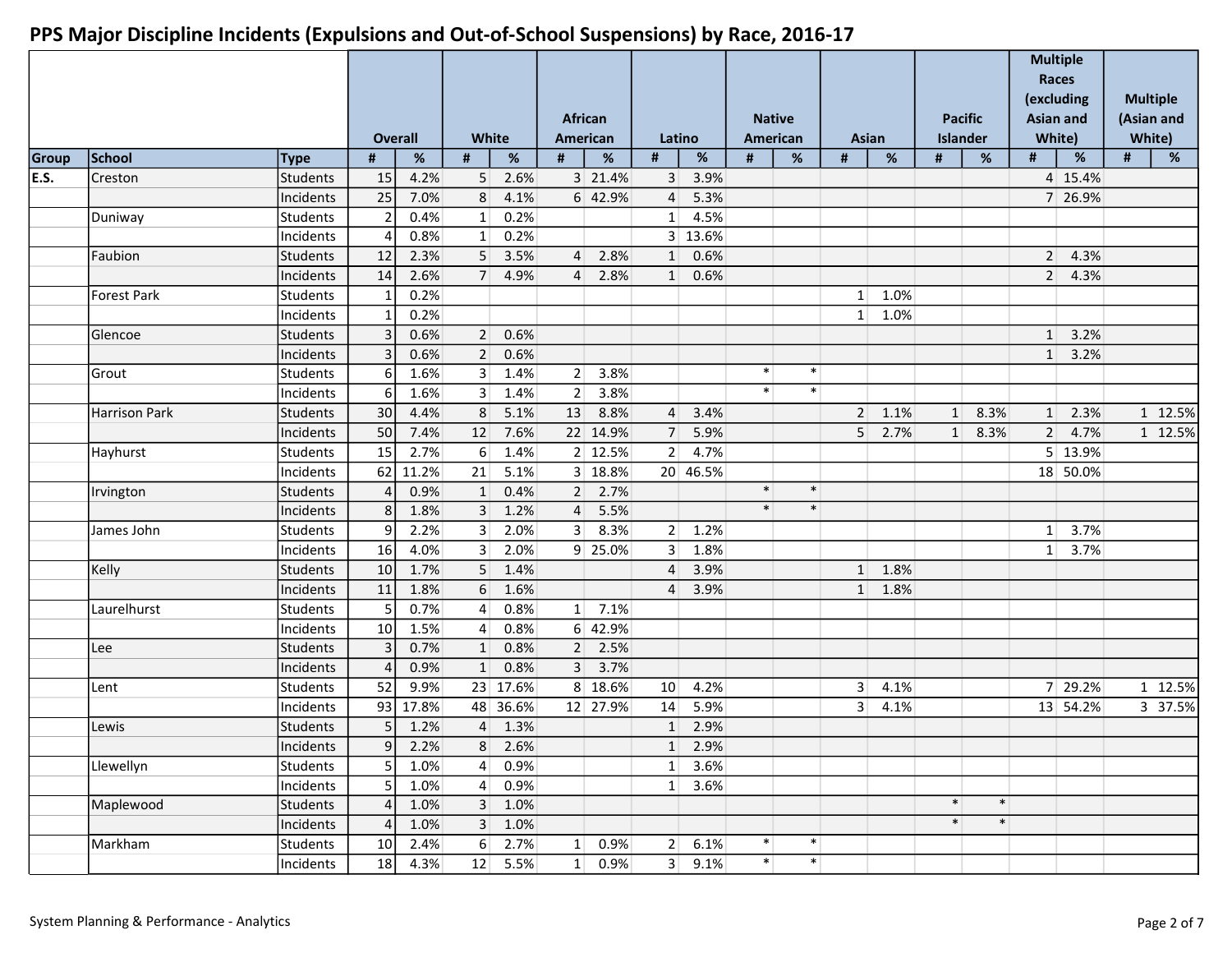# PPS Major Discipline Incidents (Expulsions and Out-of-School Suspensions) by Race, 2016-17

| | | | Overall | | White | | African American | | Latino | | Native American | | Asian | | Pacific Islander | | Multiple Races (excluding Asian and White) | | Multiple (Asian and White) | |
|---|---|---|---|---|---|---|---|---|---|---|---|---|---|---|---|---|---|---|---|---|
| Group | School | Type | # | % | # | % | # | % | # | % | # | % | # | % | # | % | # | % | # | % |
| E.S. | Creston | Students | 15 | 4.2% | 5 | 2.6% | 3 | 21.4% | 3 | 3.9% | | | | | | | 4 | 15.4% | | |
| | | Incidents | 25 | 7.0% | 8 | 4.1% | 6 | 42.9% | 4 | 5.3% | | | | | | | 7 | 26.9% | | |
| | Duniway | Students | 2 | 0.4% | 1 | 0.2% | | | 1 | 4.5% | | | | | | | | | | |
| | | Incidents | 4 | 0.8% | 1 | 0.2% | | | 3 | 13.6% | | | | | | | | | | |
| | Faubion | Students | 12 | 2.3% | 5 | 3.5% | 4 | 2.8% | 1 | 0.6% | | | | | | | 2 | 4.3% | | |
| | | Incidents | 14 | 2.6% | 7 | 4.9% | 4 | 2.8% | 1 | 0.6% | | | | | | | 2 | 4.3% | | |
| | Forest Park | Students | 1 | 0.2% | | | | | | | | | 1 | 1.0% | | | | | | |
| | | Incidents | 1 | 0.2% | | | | | | | | | 1 | 1.0% | | | | | | |
| | Glencoe | Students | 3 | 0.6% | 2 | 0.6% | | | | | | | | | | | 1 | 3.2% | | |
| | | Incidents | 3 | 0.6% | 2 | 0.6% | | | | | | | | | | | 1 | 3.2% | | |
| | Grout | Students | 6 | 1.6% | 3 | 1.4% | 2 | 3.8% | | | * | * | | | | | | | | |
| | | Incidents | 6 | 1.6% | 3 | 1.4% | 2 | 3.8% | | | * | * | | | | | | | | |
| | Harrison Park | Students | 30 | 4.4% | 8 | 5.1% | 13 | 8.8% | 4 | 3.4% | | | 2 | 1.1% | 1 | 8.3% | 1 | 2.3% | 1 | 12.5% |
| | | Incidents | 50 | 7.4% | 12 | 7.6% | 22 | 14.9% | 7 | 5.9% | | | 5 | 2.7% | 1 | 8.3% | 2 | 4.7% | 1 | 12.5% |
| | Hayhurst | Students | 15 | 2.7% | 6 | 1.4% | 2 | 12.5% | 2 | 4.7% | | | | | | | 5 | 13.9% | | |
| | | Incidents | 62 | 11.2% | 21 | 5.1% | 3 | 18.8% | 20 | 46.5% | | | | | | | 18 | 50.0% | | |
| | Irvington | Students | 4 | 0.9% | 1 | 0.4% | 2 | 2.7% | | | * | * | | | | | | | | |
| | | Incidents | 8 | 1.8% | 3 | 1.2% | 4 | 5.5% | | | * | * | | | | | | | | |
| | James John | Students | 9 | 2.2% | 3 | 2.0% | 3 | 8.3% | 2 | 1.2% | | | | | | | 1 | 3.7% | | |
| | | Incidents | 16 | 4.0% | 3 | 2.0% | 9 | 25.0% | 3 | 1.8% | | | | | | | 1 | 3.7% | | |
| | Kelly | Students | 10 | 1.7% | 5 | 1.4% | | | 4 | 3.9% | | | 1 | 1.8% | | | | | | |
| | | Incidents | 11 | 1.8% | 6 | 1.6% | | | 4 | 3.9% | | | 1 | 1.8% | | | | | | |
| | Laurelhurst | Students | 5 | 0.7% | 4 | 0.8% | 1 | 7.1% | | | | | | | | | | | | |
| | | Incidents | 10 | 1.5% | 4 | 0.8% | 6 | 42.9% | | | | | | | | | | | | |
| | Lee | Students | 3 | 0.7% | 1 | 0.8% | 2 | 2.5% | | | | | | | | | | | | |
| | | Incidents | 4 | 0.9% | 1 | 0.8% | 3 | 3.7% | | | | | | | | | | | | |
| | Lent | Students | 52 | 9.9% | 23 | 17.6% | 8 | 18.6% | 10 | 4.2% | | | 3 | 4.1% | | | 7 | 29.2% | 1 | 12.5% |
| | | Incidents | 93 | 17.8% | 48 | 36.6% | 12 | 27.9% | 14 | 5.9% | | | 3 | 4.1% | | | 13 | 54.2% | 3 | 37.5% |
| | Lewis | Students | 5 | 1.2% | 4 | 1.3% | | | 1 | 2.9% | | | | | | | | | | |
| | | Incidents | 9 | 2.2% | 8 | 2.6% | | | 1 | 2.9% | | | | | | | | | | |
| | Llewellyn | Students | 5 | 1.0% | 4 | 0.9% | | | 1 | 3.6% | | | | | | | | | | |
| | | Incidents | 5 | 1.0% | 4 | 0.9% | | | 1 | 3.6% | | | | | | | | | | |
| | Maplewood | Students | 4 | 1.0% | 3 | 1.0% | | | | | | | | | * | * | | | | |
| | | Incidents | 4 | 1.0% | 3 | 1.0% | | | | | | | | | * | * | | | | |
| | Markham | Students | 10 | 2.4% | 6 | 2.7% | 1 | 0.9% | 2 | 6.1% | * | * | | | | | | | | |
| | | Incidents | 18 | 4.3% | 12 | 5.5% | 1 | 0.9% | 3 | 9.1% | * | * | | | | | | | | |

System Planning & Performance - Analytics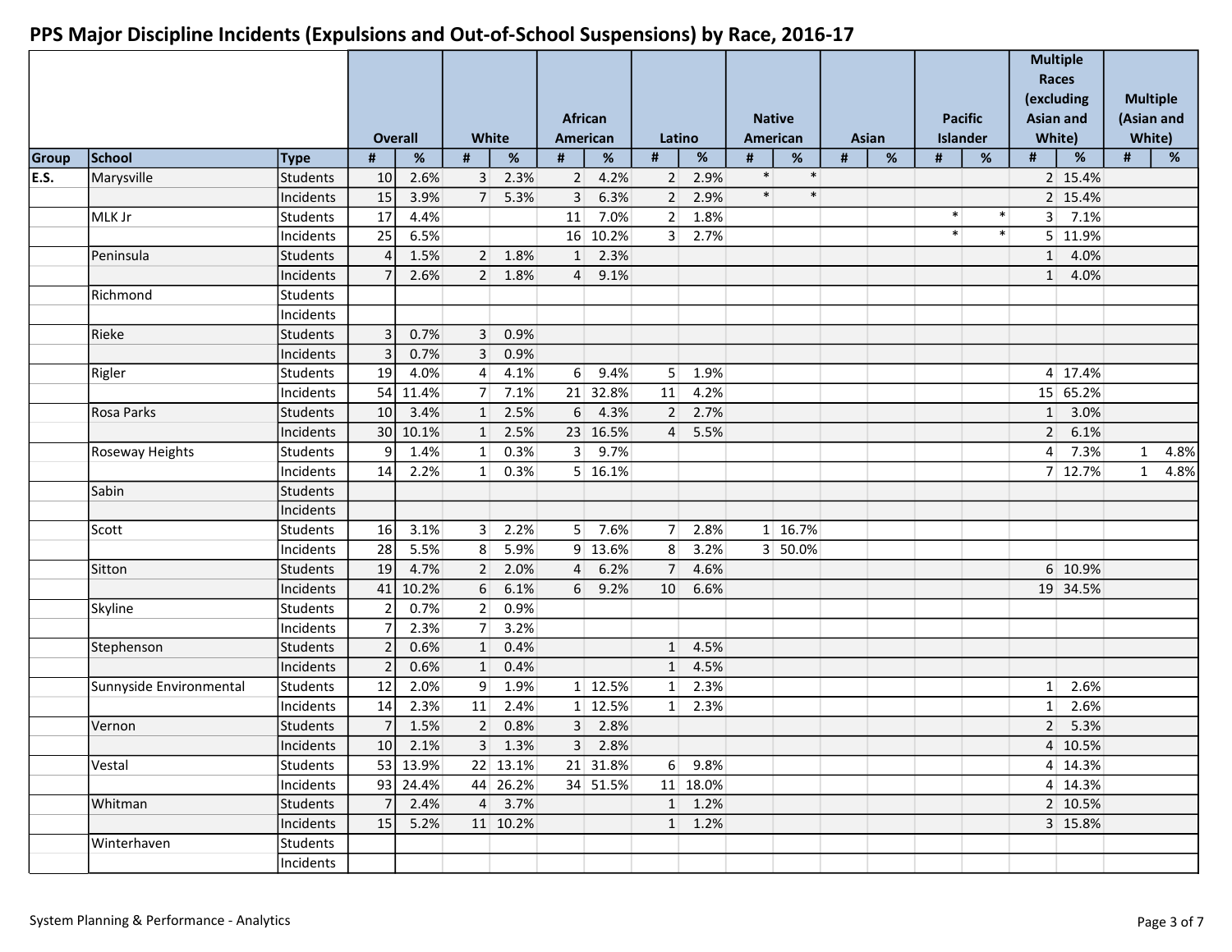# PPS Major Discipline Incidents (Expulsions and Out-of-School Suspensions) by Race, 2016-17

| Group | School | Type | Overall | | White | | African American | | Latino | | Native American | | Asian | | Pacific Islander | | Multiple Races (excluding Asian and White) | | Multiple (Asian and White) | |
|---|---|---|---|---|---|---|---|---|---|---|---|---|---|---|---|---|---|---|---|---|
| | | | # | % | # | % | # | % | # | % | # | % | # | % | # | % | # | % | # | % |
| E.S. | Marysville | Students | 10 | 2.6% | 3 | 2.3% | 2 | 4.2% | 2 | 2.9% | * | * | | | | | 2 | 15.4% | | |
| | | Incidents | 15 | 3.9% | 7 | 5.3% | 3 | 6.3% | 2 | 2.9% | * | * | | | | | 2 | 15.4% | | |
| | MLK Jr | Students | 17 | 4.4% | | | 11 | 7.0% | 2 | 1.8% | | | | | * | * | 3 | 7.1% | | |
| | | Incidents | 25 | 6.5% | | | 16 | 10.2% | 3 | 2.7% | | | | | * | * | 5 | 11.9% | | |
| | Peninsula | Students | 4 | 1.5% | 2 | 1.8% | 1 | 2.3% | | | | | | | | | 1 | 4.0% | | |
| | | Incidents | 7 | 2.6% | 2 | 1.8% | 4 | 9.1% | | | | | | | | | 1 | 4.0% | | |
| | Richmond | Students | | | | | | | | | | | | | | | | | | |
| | | Incidents | | | | | | | | | | | | | | | | | | |
| | Rieke | Students | 3 | 0.7% | 3 | 0.9% | | | | | | | | | | | | | | |
| | | Incidents | 3 | 0.7% | 3 | 0.9% | | | | | | | | | | | | | | |
| | Rigler | Students | 19 | 4.0% | 4 | 4.1% | 6 | 9.4% | 5 | 1.9% | | | | | | | 4 | 17.4% | | |
| | | Incidents | 54 | 11.4% | 7 | 7.1% | 21 | 32.8% | 11 | 4.2% | | | | | | | 15 | 65.2% | | |
| | Rosa Parks | Students | 10 | 3.4% | 1 | 2.5% | 6 | 4.3% | 2 | 2.7% | | | | | | | 1 | 3.0% | | |
| | | Incidents | 30 | 10.1% | 1 | 2.5% | 23 | 16.5% | 4 | 5.5% | | | | | | | 2 | 6.1% | | |
| | Roseway Heights | Students | 9 | 1.4% | 1 | 0.3% | 3 | 9.7% | | | | | | | | | 4 | 7.3% | 1 | 4.8% |
| | | Incidents | 14 | 2.2% | 1 | 0.3% | 5 | 16.1% | | | | | | | | | 7 | 12.7% | 1 | 4.8% |
| | Sabin | Students | | | | | | | | | | | | | | | | | | |
| | | Incidents | | | | | | | | | | | | | | | | | | |
| | Scott | Students | 16 | 3.1% | 3 | 2.2% | 5 | 7.6% | 7 | 2.8% | 1 | 16.7% | | | | | | | | |
| | | Incidents | 28 | 5.5% | 8 | 5.9% | 9 | 13.6% | 8 | 3.2% | 3 | 50.0% | | | | | | | | |
| | Sitton | Students | 19 | 4.7% | 2 | 2.0% | 4 | 6.2% | 7 | 4.6% | | | | | | | 6 | 10.9% | | |
| | | Incidents | 41 | 10.2% | 6 | 6.1% | 6 | 9.2% | 10 | 6.6% | | | | | | | 19 | 34.5% | | |
| | Skyline | Students | 2 | 0.7% | 2 | 0.9% | | | | | | | | | | | | | | |
| | | Incidents | 7 | 2.3% | 7 | 3.2% | | | | | | | | | | | | | | |
| | Stephenson | Students | 2 | 0.6% | 1 | 0.4% | | | 1 | 4.5% | | | | | | | | | | |
| | | Incidents | 2 | 0.6% | 1 | 0.4% | | | 1 | 4.5% | | | | | | | | | | |
| | Sunnyside Environmental | Students | 12 | 2.0% | 9 | 1.9% | 1 | 12.5% | 1 | 2.3% | | | | | | | 1 | 2.6% | | |
| | | Incidents | 14 | 2.3% | 11 | 2.4% | 1 | 12.5% | 1 | 2.3% | | | | | | | 1 | 2.6% | | |
| | Vernon | Students | 7 | 1.5% | 2 | 0.8% | 3 | 2.8% | | | | | | | | | 2 | 5.3% | | |
| | | Incidents | 10 | 2.1% | 3 | 1.3% | 3 | 2.8% | | | | | | | | | 4 | 10.5% | | |
| | Vestal | Students | 53 | 13.9% | 22 | 13.1% | 21 | 31.8% | 6 | 9.8% | | | | | | | 4 | 14.3% | | |
| | | Incidents | 93 | 24.4% | 44 | 26.2% | 34 | 51.5% | 11 | 18.0% | | | | | | | 4 | 14.3% | | |
| | Whitman | Students | 7 | 2.4% | 4 | 3.7% | | | 1 | 1.2% | | | | | | | 2 | 10.5% | | |
| | | Incidents | 15 | 5.2% | 11 | 10.2% | | | 1 | 1.2% | | | | | | | 3 | 15.8% | | |
| | Winterhaven | Students | | | | | | | | | | | | | | | | | | |
| | | Incidents | | | | | | | | | | | | | | | | | | |

System Planning & Performance - Analytics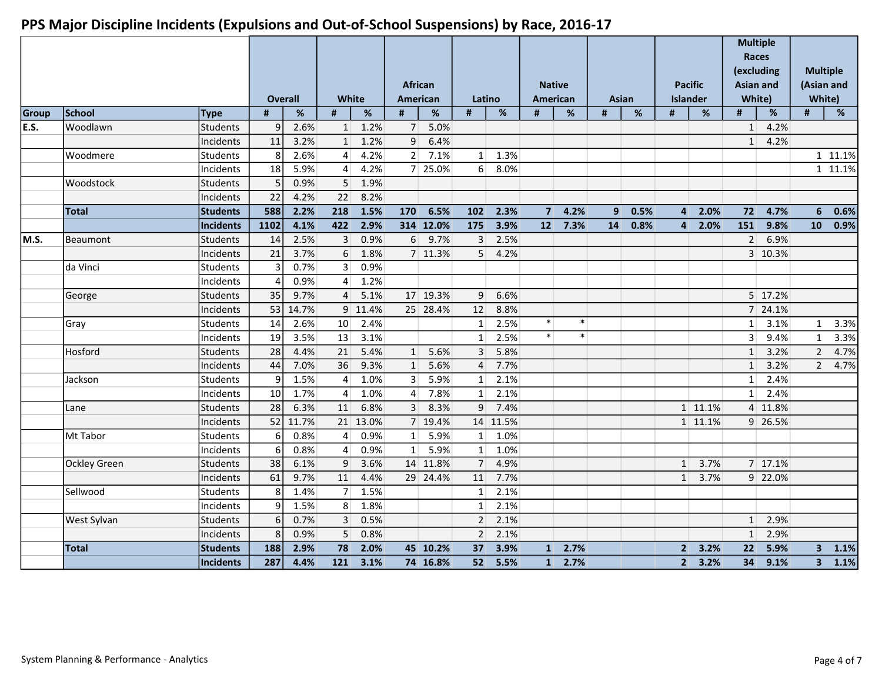# PPS Major Discipline Incidents (Expulsions and Out-of-School Suspensions) by Race, 2016-17

| | | | Overall | | White | | African American | | Latino | | Native American | | Asian | | Pacific Islander | | Multiple Races (excluding Asian and White) | | Multiple (Asian and White) | |
|---|---|---|---|---|---|---|---|---|---|---|---|---|---|---|---|---|---|---|---|---|
| **Group** | **School** | **Type** | **#** | **%** | **#** | **%** | **#** | **%** | **#** | **%** | **#** | **%** | **#** | **%** | **#** | **%** | **#** | **%** | **#** | **%** |
| E.S. | Woodlawn | Students | 9 | 2.6% | 1 | 1.2% | 7 | 5.0% | | | | | | | | | 1 | 4.2% | | |
| | | Incidents | 11 | 3.2% | 1 | 1.2% | 9 | 6.4% | | | | | | | | | 1 | 4.2% | | |
| | Woodmere | Students | 8 | 2.6% | 4 | 4.2% | 2 | 7.1% | 1 | 1.3% | | | | | | | | | 1 | 11.1% |
| | | Incidents | 18 | 5.9% | 4 | 4.2% | 7 | 25.0% | 6 | 8.0% | | | | | | | | | 1 | 11.1% |
| | Woodstock | Students | 5 | 0.9% | 5 | 1.9% | | | | | | | | | | | | | | |
| | | Incidents | 22 | 4.2% | 22 | 8.2% | | | | | | | | | | | | | | |
| | **Total** | **Students** | **588** | **2.2%** | **218** | **1.5%** | **170** | **6.5%** | **102** | **2.3%** | **7** | **4.2%** | **9** | **0.5%** | **4** | **2.0%** | **72** | **4.7%** | **6** | **0.6%** |
| | | **Incidents** | **1102** | **4.1%** | **422** | **2.9%** | **314** | **12.0%** | **175** | **3.9%** | **12** | **7.3%** | **14** | **0.8%** | **4** | **2.0%** | **151** | **9.8%** | **10** | **0.9%** |
| M.S. | Beaumont | Students | 14 | 2.5% | 3 | 0.9% | 6 | 9.7% | 3 | 2.5% | | | | | | | 2 | 6.9% | | |
| | | Incidents | 21 | 3.7% | 6 | 1.8% | 7 | 11.3% | 5 | 4.2% | | | | | | | 3 | 10.3% | | |
| | da Vinci | Students | 3 | 0.7% | 3 | 0.9% | | | | | | | | | | | | | | |
| | | Incidents | 4 | 0.9% | 4 | 1.2% | | | | | | | | | | | | | | |
| | George | Students | 35 | 9.7% | 4 | 5.1% | 17 | 19.3% | 9 | 6.6% | | | | | | | 5 | 17.2% | | |
| | | Incidents | 53 | 14.7% | 9 | 11.4% | 25 | 28.4% | 12 | 8.8% | | | | | | | 7 | 24.1% | | |
| | Gray | Students | 14 | 2.6% | 10 | 2.4% | | | 1 | 2.5% | * | * | | | | | 1 | 3.1% | 1 | 3.3% |
| | | Incidents | 19 | 3.5% | 13 | 3.1% | | | 1 | 2.5% | * | * | | | | | 3 | 9.4% | 1 | 3.3% |
| | Hosford | Students | 28 | 4.4% | 21 | 5.4% | 1 | 5.6% | 3 | 5.8% | | | | | | | 1 | 3.2% | 2 | 4.7% |
| | | Incidents | 44 | 7.0% | 36 | 9.3% | 1 | 5.6% | 4 | 7.7% | | | | | | | 1 | 3.2% | 2 | 4.7% |
| | Jackson | Students | 9 | 1.5% | 4 | 1.0% | 3 | 5.9% | 1 | 2.1% | | | | | | | 1 | 2.4% | | |
| | | Incidents | 10 | 1.7% | 4 | 1.0% | 4 | 7.8% | 1 | 2.1% | | | | | | | 1 | 2.4% | | |
| | Lane | Students | 28 | 6.3% | 11 | 6.8% | 3 | 8.3% | 9 | 7.4% | | | | | 1 | 11.1% | 4 | 11.8% | | |
| | | Incidents | 52 | 11.7% | 21 | 13.0% | 7 | 19.4% | 14 | 11.5% | | | | | 1 | 11.1% | 9 | 26.5% | | |
| | Mt Tabor | Students | 6 | 0.8% | 4 | 0.9% | 1 | 5.9% | 1 | 1.0% | | | | | | | | | | |
| | | Incidents | 6 | 0.8% | 4 | 0.9% | 1 | 5.9% | 1 | 1.0% | | | | | | | | | | |
| | Ockley Green | Students | 38 | 6.1% | 9 | 3.6% | 14 | 11.8% | 7 | 4.9% | | | | | 1 | 3.7% | 7 | 17.1% | | |
| | | Incidents | 61 | 9.7% | 11 | 4.4% | 29 | 24.4% | 11 | 7.7% | | | | | 1 | 3.7% | 9 | 22.0% | | |
| | Sellwood | Students | 8 | 1.4% | 7 | 1.5% | | | 1 | 2.1% | | | | | | | | | | |
| | | Incidents | 9 | 1.5% | 8 | 1.8% | | | 1 | 2.1% | | | | | | | | | | |
| | West Sylvan | Students | 6 | 0.7% | 3 | 0.5% | | | 2 | 2.1% | | | | | | | 1 | 2.9% | | |
| | | Incidents | 8 | 0.9% | 5 | 0.8% | | | 2 | 2.1% | | | | | | | 1 | 2.9% | | |
| | **Total** | **Students** | **188** | **2.9%** | **78** | **2.0%** | **45** | **10.2%** | **37** | **3.9%** | **1** | **2.7%** | | | **2** | **3.2%** | **22** | **5.9%** | **3** | **1.1%** |
| | | **Incidents** | **287** | **4.4%** | **121** | **3.1%** | **74** | **16.8%** | **52** | **5.5%** | **1** | **2.7%** | | | **2** | **3.2%** | **34** | **9.1%** | **3** | **1.1%** |

System Planning & Performance - Analytics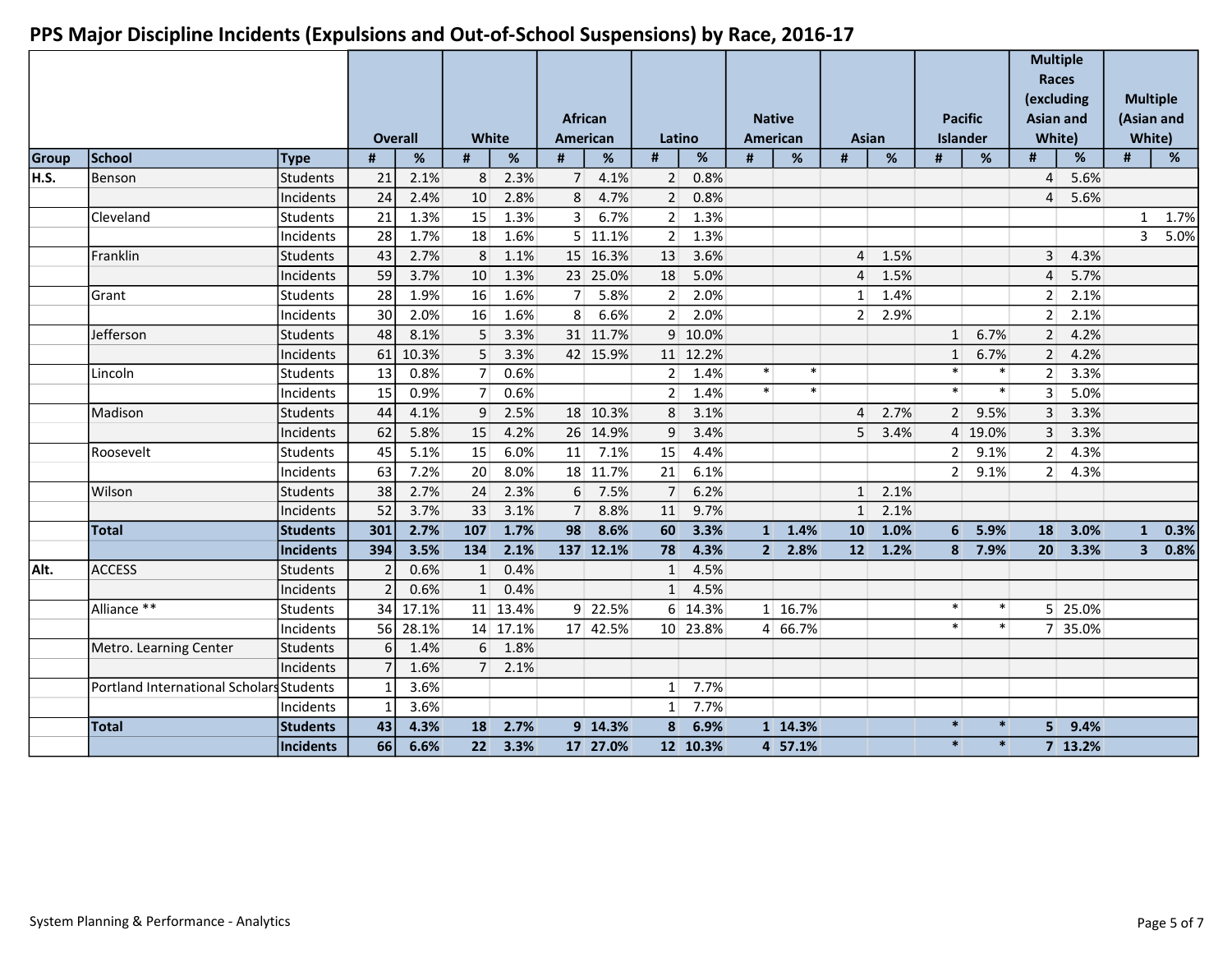# PPS Major Discipline Incidents (Expulsions and Out-of-School Suspensions) by Race, 2016-17

| | | | Overall | | White | | African American | | Latino | | Native American | | Asian | | Pacific Islander | | Multiple Races (excluding Asian and White) | | Multiple (Asian and White) | |
|---|---|---|---|---|---|---|---|---|---|---|---|---|---|---|---|---|---|---|---|---|
| **Group** | **School** | **Type** | **#** | **%** | **#** | **%** | **#** | **%** | **#** | **%** | **#** | **%** | **#** | **%** | **#** | **%** | **#** | **%** | **#** | **%** |
| H.S. | Benson | Students | 21 | 2.1% | 8 | 2.3% | 7 | 4.1% | 2 | 0.8% | | | | | | | 4 | 5.6% | | |
| | | Incidents | 24 | 2.4% | 10 | 2.8% | 8 | 4.7% | 2 | 0.8% | | | | | | | 4 | 5.6% | | |
| | Cleveland | Students | 21 | 1.3% | 15 | 1.3% | 3 | 6.7% | 2 | 1.3% | | | | | | | | | 1 | 1.7% |
| | | Incidents | 28 | 1.7% | 18 | 1.6% | 5 | 11.1% | 2 | 1.3% | | | | | | | | | 3 | 5.0% |
| | Franklin | Students | 43 | 2.7% | 8 | 1.1% | 15 | 16.3% | 13 | 3.6% | | | 4 | 1.5% | | | 3 | 4.3% | | |
| | | Incidents | 59 | 3.7% | 10 | 1.3% | 23 | 25.0% | 18 | 5.0% | | | 4 | 1.5% | | | 4 | 5.7% | | |
| | Grant | Students | 28 | 1.9% | 16 | 1.6% | 7 | 5.8% | 2 | 2.0% | | | 1 | 1.4% | | | 2 | 2.1% | | |
| | | Incidents | 30 | 2.0% | 16 | 1.6% | 8 | 6.6% | 2 | 2.0% | | | 2 | 2.9% | | | 2 | 2.1% | | |
| | Jefferson | Students | 48 | 8.1% | 5 | 3.3% | 31 | 11.7% | 9 | 10.0% | | | | | 1 | 6.7% | 2 | 4.2% | | |
| | | Incidents | 61 | 10.3% | 5 | 3.3% | 42 | 15.9% | 11 | 12.2% | | | | | 1 | 6.7% | 2 | 4.2% | | |
| | Lincoln | Students | 13 | 0.8% | 7 | 0.6% | | | 2 | 1.4% | * | * | | | * | * | 2 | 3.3% | | |
| | | Incidents | 15 | 0.9% | 7 | 0.6% | | | 2 | 1.4% | * | * | | | * | * | 3 | 5.0% | | |
| | Madison | Students | 44 | 4.1% | 9 | 2.5% | 18 | 10.3% | 8 | 3.1% | | | 4 | 2.7% | 2 | 9.5% | 3 | 3.3% | | |
| | | Incidents | 62 | 5.8% | 15 | 4.2% | 26 | 14.9% | 9 | 3.4% | | | 5 | 3.4% | 4 | 19.0% | 3 | 3.3% | | |
| | Roosevelt | Students | 45 | 5.1% | 15 | 6.0% | 11 | 7.1% | 15 | 4.4% | | | | | 2 | 9.1% | 2 | 4.3% | | |
| | | Incidents | 63 | 7.2% | 20 | 8.0% | 18 | 11.7% | 21 | 6.1% | | | | | 2 | 9.1% | 2 | 4.3% | | |
| | Wilson | Students | 38 | 2.7% | 24 | 2.3% | 6 | 7.5% | 7 | 6.2% | | | 1 | 2.1% | | | | | | |
| | | Incidents | 52 | 3.7% | 33 | 3.1% | 7 | 8.8% | 11 | 9.7% | | | 1 | 2.1% | | | | | | |
| | **Total** | **Students** | **301** | **2.7%** | **107** | **1.7%** | **98** | **8.6%** | **60** | **3.3%** | **1** | **1.4%** | **10** | **1.0%** | **6** | **5.9%** | **18** | **3.0%** | **1** | **0.3%** |
| | | **Incidents** | **394** | **3.5%** | **134** | **2.1%** | **137** | **12.1%** | **78** | **4.3%** | **2** | **2.8%** | **12** | **1.2%** | **8** | **7.9%** | **20** | **3.3%** | **3** | **0.8%** |
| Alt. | ACCESS | Students | 2 | 0.6% | 1 | 0.4% | | | 1 | 4.5% | | | | | | | | | | |
| | | Incidents | 2 | 0.6% | 1 | 0.4% | | | 1 | 4.5% | | | | | | | | | | |
| | Alliance ** | Students | 34 | 17.1% | 11 | 13.4% | 9 | 22.5% | 6 | 14.3% | 1 | 16.7% | | | * | * | 5 | 25.0% | | |
| | | Incidents | 56 | 28.1% | 14 | 17.1% | 17 | 42.5% | 10 | 23.8% | 4 | 66.7% | | | * | * | 7 | 35.0% | | |
| | Metro. Learning Center | Students | 6 | 1.4% | 6 | 1.8% | | | | | | | | | | | | | | |
| | | Incidents | 7 | 1.6% | 7 | 2.1% | | | | | | | | | | | | | | |
| | Portland International Scholars | Students | 1 | 3.6% | | | | | 1 | 7.7% | | | | | | | | | | |
| | | Incidents | 1 | 3.6% | | | | | 1 | 7.7% | | | | | | | | | | |
| | **Total** | **Students** | **43** | **4.3%** | **18** | **2.7%** | **9** | **14.3%** | **8** | **6.9%** | **1** | **14.3%** | | | ***** | ***** | **5** | **9.4%** | | |
| | | **Incidents** | **66** | **6.6%** | **22** | **3.3%** | **17** | **27.0%** | **12** | **10.3%** | **4** | **57.1%** | | | ***** | ***** | **7** | **13.2%** | | |

System Planning & Performance - Analytics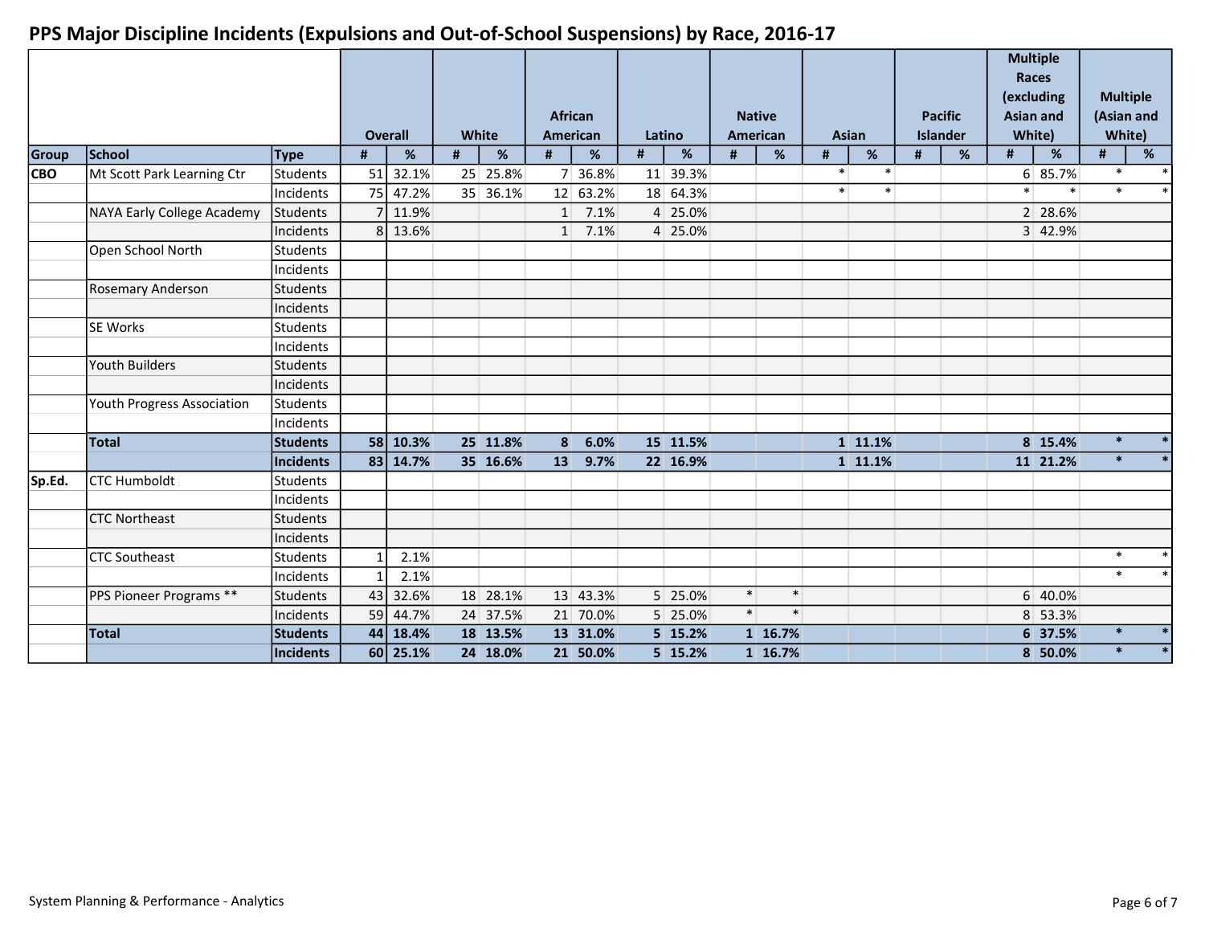## PPS Major Discipline Incidents (Expulsions and Out-of-School Suspensions) by Race, 2016-17

| Group | School | Type | Overall | | White | | African American | | Latino | | Native American | | Asian | | Pacific Islander | | Multiple Races (excluding Asian and White) | | Multiple (Asian and White) | |
|---|---|---|---|---|---|---|---|---|---|---|---|---|---|---|---|---|---|---|---|---|
| | | | # | % | # | % | # | % | # | % | # | % | # | % | # | % | # | % | # | % |
| CBO | Mt Scott Park Learning Ctr | Students | 51 | 32.1% | 25 | 25.8% | 7 | 36.8% | 11 | 39.3% | | | * | * | | | 6 | 85.7% | * | * |
| | | Incidents | 75 | 47.2% | 35 | 36.1% | 12 | 63.2% | 18 | 64.3% | | | * | * | | | * | * | * | * |
| | NAYA Early College Academy | Students | 7 | 11.9% | | | 1 | 7.1% | 4 | 25.0% | | | | | | | 2 | 28.6% | | |
| | | Incidents | 8 | 13.6% | | | 1 | 7.1% | 4 | 25.0% | | | | | | | 3 | 42.9% | | |
| | Open School North | Students | | | | | | | | | | | | | | | | | | |
| | | Incidents | | | | | | | | | | | | | | | | | | |
| | Rosemary Anderson | Students | | | | | | | | | | | | | | | | | | |
| | | Incidents | | | | | | | | | | | | | | | | | | |
| | SE Works | Students | | | | | | | | | | | | | | | | | | |
| | | Incidents | | | | | | | | | | | | | | | | | | |
| | Youth Builders | Students | | | | | | | | | | | | | | | | | | |
| | | Incidents | | | | | | | | | | | | | | | | | | |
| | Youth Progress Association | Students | | | | | | | | | | | | | | | | | | |
| | | Incidents | | | | | | | | | | | | | | | | | | |
| | **Total** | **Students** | **58** | **10.3%** | **25** | **11.8%** | **8** | **6.0%** | **15** | **11.5%** | | | **1** | **11.1%** | | | **8** | **15.4%** | **\*** | **\*** |
| | | **Incidents** | **83** | **14.7%** | **35** | **16.6%** | **13** | **9.7%** | **22** | **16.9%** | | | **1** | **11.1%** | | | **11** | **21.2%** | **\*** | **\*** |
| Sp.Ed. | CTC Humboldt | Students | | | | | | | | | | | | | | | | | | |
| | | Incidents | | | | | | | | | | | | | | | | | | |
| | CTC Northeast | Students | | | | | | | | | | | | | | | | | | |
| | | Incidents | | | | | | | | | | | | | | | | | | |
| | CTC Southeast | Students | 1 | 2.1% | | | | | | | | | | | | | | | * | * |
| | | Incidents | 1 | 2.1% | | | | | | | | | | | | | | | * | * |
| | PPS Pioneer Programs ** | Students | 43 | 32.6% | 18 | 28.1% | 13 | 43.3% | 5 | 25.0% | * | * | | | | | 6 | 40.0% | | |
| | | Incidents | 59 | 44.7% | 24 | 37.5% | 21 | 70.0% | 5 | 25.0% | * | * | | | | | 8 | 53.3% | | |
| | **Total** | **Students** | **44** | **18.4%** | **18** | **13.5%** | **13** | **31.0%** | **5** | **15.2%** | **1** | **16.7%** | | | | | **6** | **37.5%** | **\*** | **\*** |
| | | **Incidents** | **60** | **25.1%** | **24** | **18.0%** | **21** | **50.0%** | **5** | **15.2%** | **1** | **16.7%** | | | | | **8** | **50.0%** | **\*** | **\*** |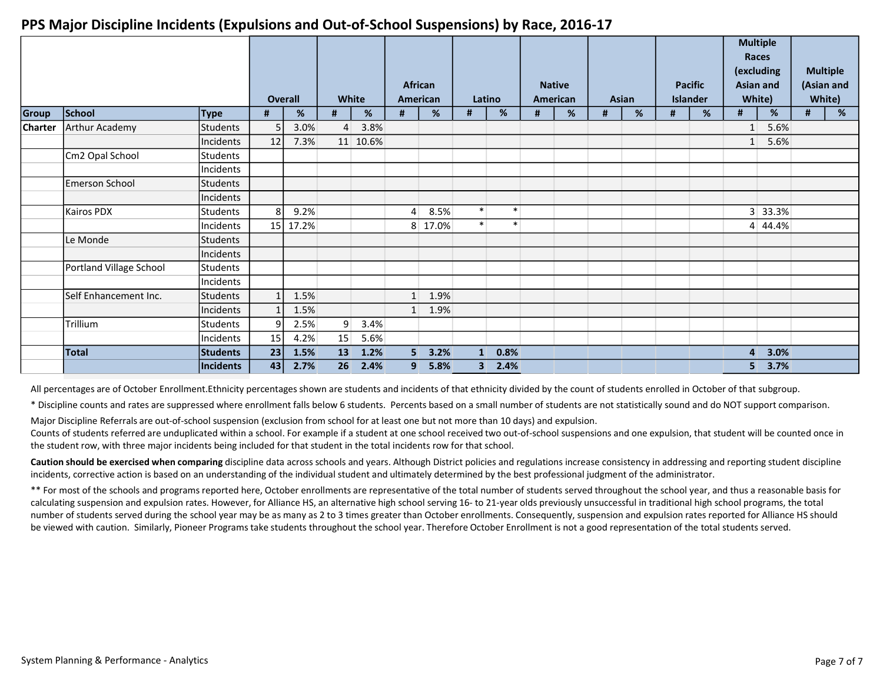## PPS Major Discipline Incidents (Expulsions and Out-of-School Suspensions) by Race, 2016-17

| | | | Overall | | White | | African American | | Latino | | Native American | | Asian | | Pacific Islander | | Multiple Races (excluding Asian and White) | | Multiple (Asian and White) | |
|---|---|---|---|---|---|---|---|---|---|---|---|---|---|---|---|---|---|---|---|---|
| **Group** | **School** | **Type** | **#** | **%** | **#** | **%** | **#** | **%** | **#** | **%** | **#** | **%** | **#** | **%** | **#** | **%** | **#** | **%** | **#** | **%** |
| **Charter** | Arthur Academy | Students | 5 | 3.0% | 4 | 3.8% | | | | | | | | | | | 1 | 5.6% | | |
| | | Incidents | 12 | 7.3% | 11 | 10.6% | | | | | | | | | | | 1 | 5.6% | | |
| | Cm2 Opal School | Students | | | | | | | | | | | | | | | | | | |
| | | Incidents | | | | | | | | | | | | | | | | | | |
| | Emerson School | Students | | | | | | | | | | | | | | | | | | |
| | | Incidents | | | | | | | | | | | | | | | | | | |
| | Kairos PDX | Students | 8 | 9.2% | | | 4 | 8.5% | * | * | | | | | | | 3 | 33.3% | | |
| | | Incidents | 15 | 17.2% | | | 8 | 17.0% | * | * | | | | | | | 4 | 44.4% | | |
| | Le Monde | Students | | | | | | | | | | | | | | | | | | |
| | | Incidents | | | | | | | | | | | | | | | | | | |
| | Portland Village School | Students | | | | | | | | | | | | | | | | | | |
| | | Incidents | | | | | | | | | | | | | | | | | | |
| | Self Enhancement Inc. | Students | 1 | 1.5% | | | 1 | 1.9% | | | | | | | | | | | | |
| | | Incidents | 1 | 1.5% | | | 1 | 1.9% | | | | | | | | | | | | |
| | Trillium | Students | 9 | 2.5% | 9 | 3.4% | | | | | | | | | | | | | | |
| | | Incidents | 15 | 4.2% | 15 | 5.6% | | | | | | | | | | | | | | |
| | **Total** | **Students** | **23** | **1.5%** | **13** | **1.2%** | **5** | **3.2%** | **1** | **0.8%** | | | | | | | **4** | **3.0%** | | |
| | | **Incidents** | **43** | **2.7%** | **26** | **2.4%** | **9** | **5.8%** | **3** | **2.4%** | | | | | | | **5** | **3.7%** | | |

All percentages are of October Enrollment.Ethnicity percentages shown are students and incidents of that ethnicity divided by the count of students enrolled in October of that subgroup.

* Discipline counts and rates are suppressed where enrollment falls below 6 students. Percents based on a small number of students are not statistically sound and do NOT support comparison.

Major Discipline Referrals are out-of-school suspension (exclusion from school for at least one but not more than 10 days) and expulsion.
Counts of students referred are unduplicated within a school. For example if a student at one school received two out-of-school suspensions and one expulsion, that student will be counted once in the student row, with three major incidents being included for that student in the total incidents row for that school.

**Caution should be exercised when comparing** discipline data across schools and years. Although District policies and regulations increase consistency in addressing and reporting student discipline incidents, corrective action is based on an understanding of the individual student and ultimately determined by the best professional judgment of the administrator.

** For most of the schools and programs reported here, October enrollments are representative of the total number of students served throughout the school year, and thus a reasonable basis for calculating suspension and expulsion rates. However, for Alliance HS, an alternative high school serving 16- to 21-year olds previously unsuccessful in traditional high school programs, the total number of students served during the school year may be as many as 2 to 3 times greater than October enrollments. Consequently, suspension and expulsion rates reported for Alliance HS should be viewed with caution. Similarly, Pioneer Programs take students throughout the school year. Therefore October Enrollment is not a good representation of the total students served.

System Planning & Performance - Analytics